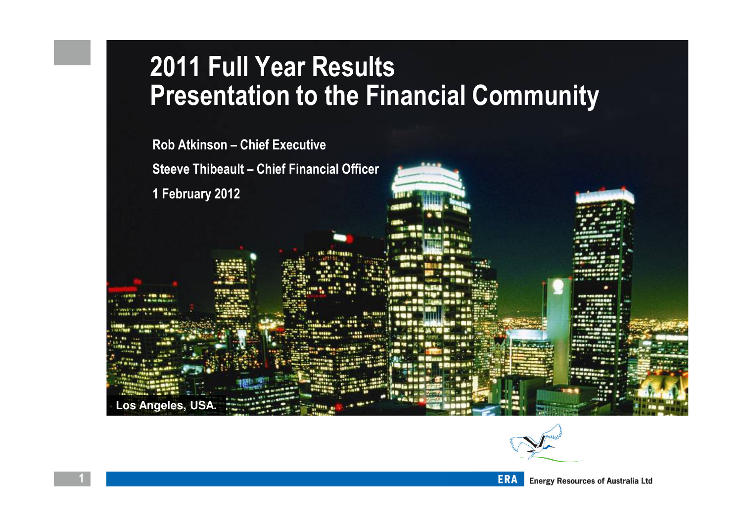# 2011 Full Year Results
# Presentation to the Financial Community

**Rob Atkinson – Chief Executive**

**Steeve Thibeault – Chief Financial Officer**

**1 February 2012**

Los Angeles, USA.

ERA Energy Resources of Australia Ltd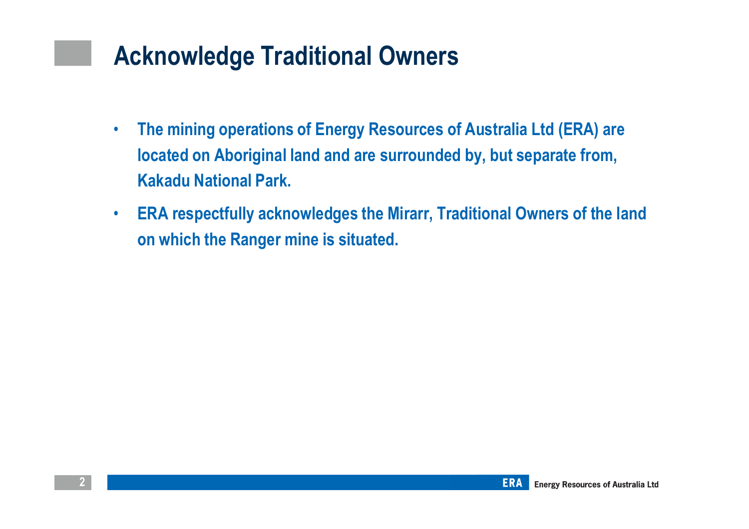# Acknowledge Traditional Owners

- **The mining operations of Energy Resources of Australia Ltd (ERA) are located on Aboriginal land and are surrounded by, but separate from, Kakadu National Park.**
- **ERA respectfully acknowledges the Mirarr, Traditional Owners of the land on which the Ranger mine is situated.**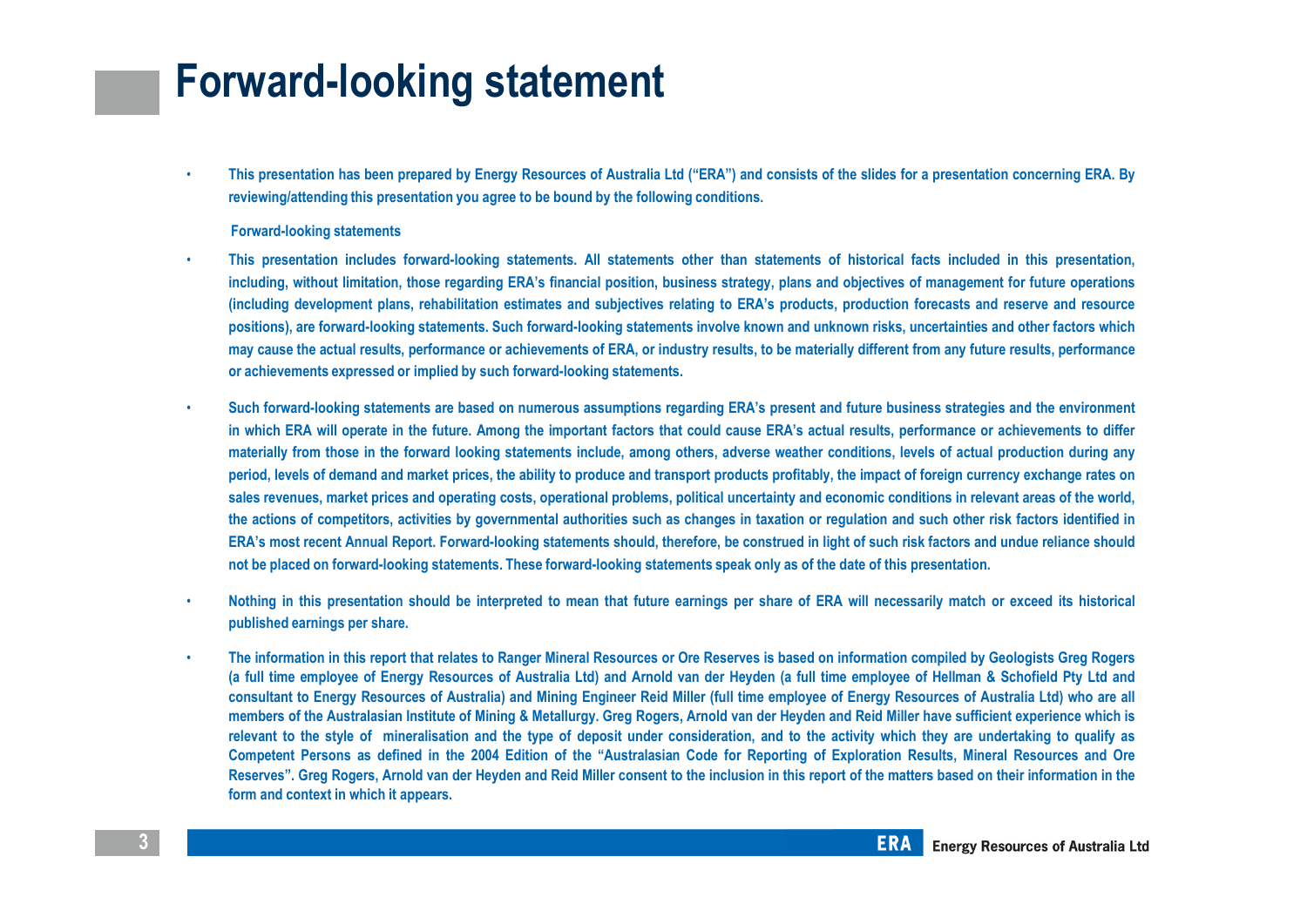# Forward-looking statement

- This presentation has been prepared by Energy Resources of Australia Ltd ("ERA") and consists of the slides for a presentation concerning ERA. By reviewing/attending this presentation you agree to be bound by the following conditions.

**Forward-looking statements**

- This presentation includes forward-looking statements. All statements other than statements of historical facts included in this presentation, including, without limitation, those regarding ERA's financial position, business strategy, plans and objectives of management for future operations (including development plans, rehabilitation estimates and subjectives relating to ERA's products, production forecasts and reserve and resource positions), are forward-looking statements. Such forward-looking statements involve known and unknown risks, uncertainties and other factors which may cause the actual results, performance or achievements of ERA, or industry results, to be materially different from any future results, performance or achievements expressed or implied by such forward-looking statements.
- Such forward-looking statements are based on numerous assumptions regarding ERA's present and future business strategies and the environment in which ERA will operate in the future. Among the important factors that could cause ERA's actual results, performance or achievements to differ materially from those in the forward looking statements include, among others, adverse weather conditions, levels of actual production during any period, levels of demand and market prices, the ability to produce and transport products profitably, the impact of foreign currency exchange rates on sales revenues, market prices and operating costs, operational problems, political uncertainty and economic conditions in relevant areas of the world, the actions of competitors, activities by governmental authorities such as changes in taxation or regulation and such other risk factors identified in ERA's most recent Annual Report. Forward-looking statements should, therefore, be construed in light of such risk factors and undue reliance should not be placed on forward-looking statements. These forward-looking statements speak only as of the date of this presentation.
- Nothing in this presentation should be interpreted to mean that future earnings per share of ERA will necessarily match or exceed its historical published earnings per share.
- The information in this report that relates to Ranger Mineral Resources or Ore Reserves is based on information compiled by Geologists Greg Rogers (a full time employee of Energy Resources of Australia Ltd) and Arnold van der Heyden (a full time employee of Hellman & Schofield Pty Ltd and consultant to Energy Resources of Australia) and Mining Engineer Reid Miller (full time employee of Energy Resources of Australia Ltd) who are all members of the Australasian Institute of Mining & Metallurgy. Greg Rogers, Arnold van der Heyden and Reid Miller have sufficient experience which is relevant to the style of mineralisation and the type of deposit under consideration, and to the activity which they are undertaking to qualify as Competent Persons as defined in the 2004 Edition of the "Australasian Code for Reporting of Exploration Results, Mineral Resources and Ore Reserves". Greg Rogers, Arnold van der Heyden and Reid Miller consent to the inclusion in this report of the matters based on their information in the form and context in which it appears.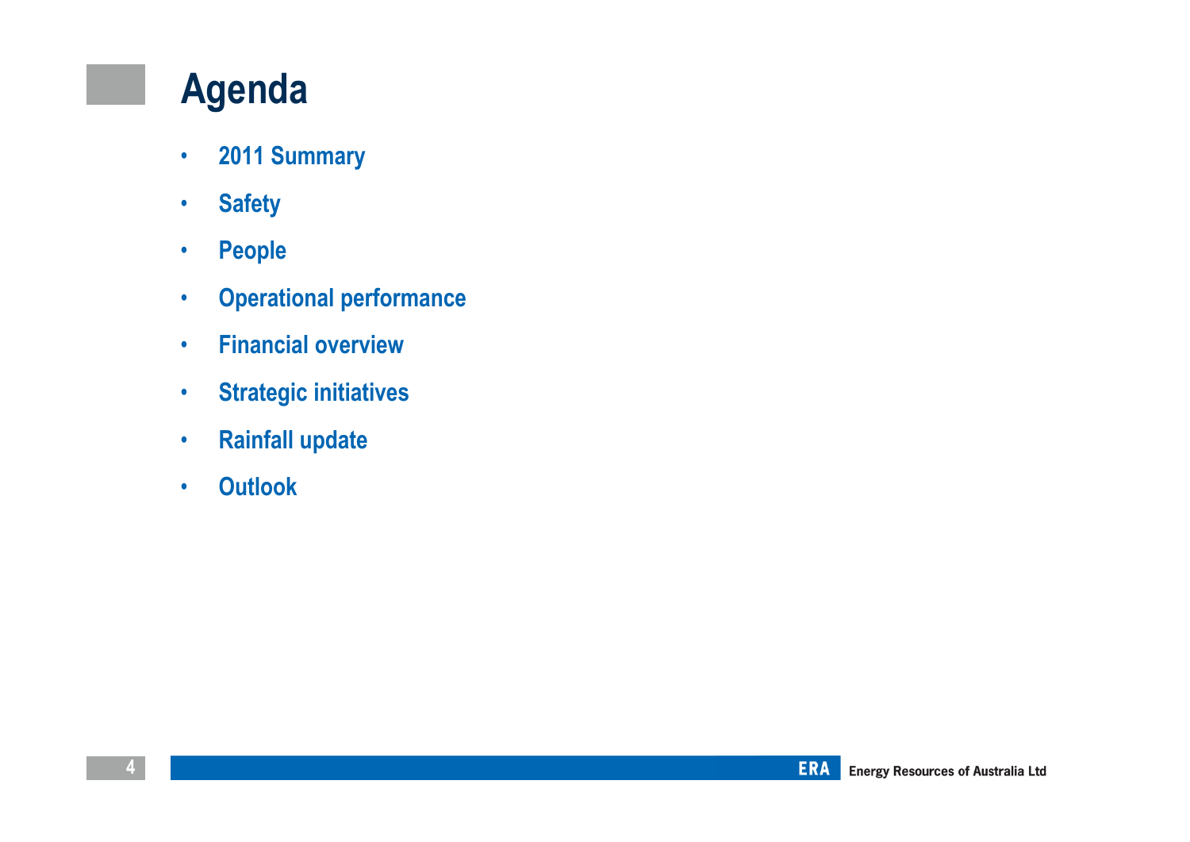# Agenda

- 2011 Summary
- Safety
- People
- Operational performance
- Financial overview
- Strategic initiatives
- Rainfall update
- Outlook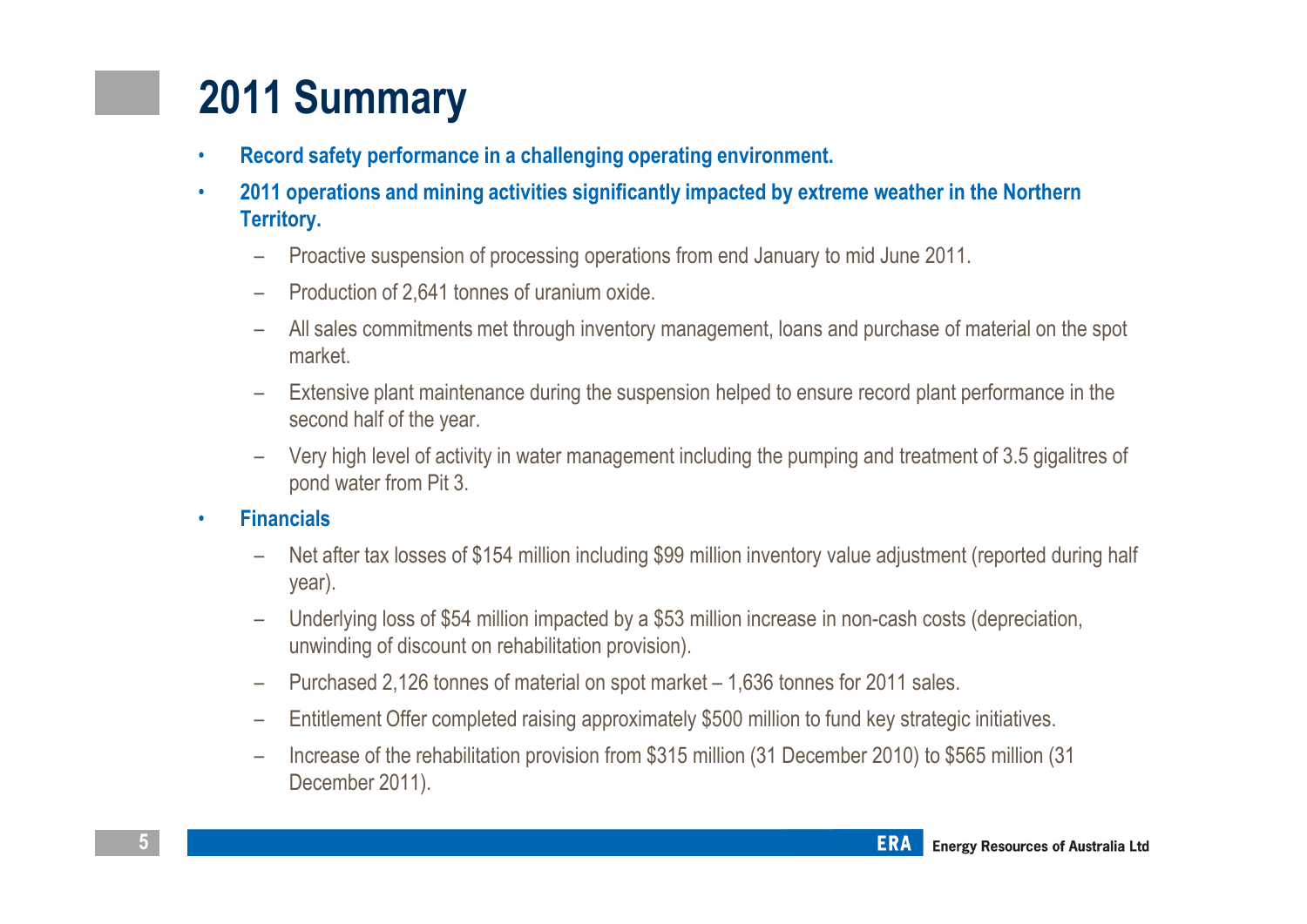# 2011 Summary

- **Record safety performance in a challenging operating environment.**
- **2011 operations and mining activities significantly impacted by extreme weather in the Northern Territory.**
  - Proactive suspension of processing operations from end January to mid June 2011.
  - Production of 2,641 tonnes of uranium oxide.
  - All sales commitments met through inventory management, loans and purchase of material on the spot market.
  - Extensive plant maintenance during the suspension helped to ensure record plant performance in the second half of the year.
  - Very high level of activity in water management including the pumping and treatment of 3.5 gigalitres of pond water from Pit 3.
- **Financials**
  - Net after tax losses of $154 million including $99 million inventory value adjustment (reported during half year).
  - Underlying loss of $54 million impacted by a $53 million increase in non-cash costs (depreciation, unwinding of discount on rehabilitation provision).
  - Purchased 2,126 tonnes of material on spot market – 1,636 tonnes for 2011 sales.
  - Entitlement Offer completed raising approximately $500 million to fund key strategic initiatives.
  - Increase of the rehabilitation provision from $315 million (31 December 2010) to $565 million (31 December 2011).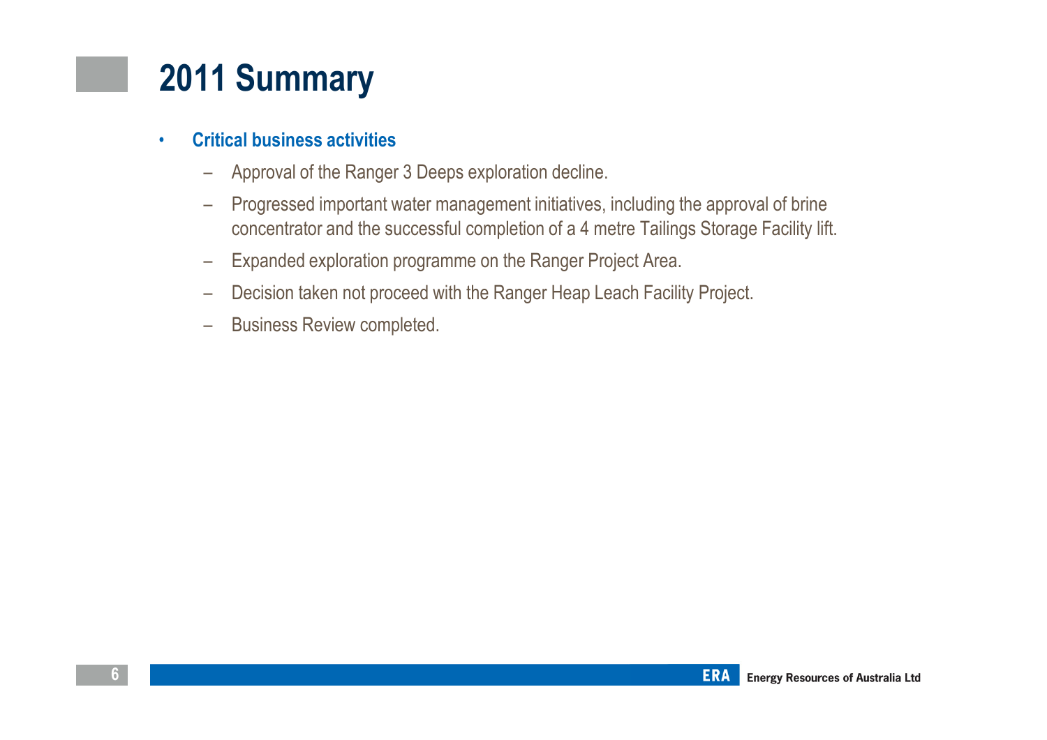# 2011 Summary

- **Critical business activities**
  - Approval of the Ranger 3 Deeps exploration decline.
  - Progressed important water management initiatives, including the approval of brine concentrator and the successful completion of a 4 metre Tailings Storage Facility lift.
  - Expanded exploration programme on the Ranger Project Area.
  - Decision taken not proceed with the Ranger Heap Leach Facility Project.
  - Business Review completed.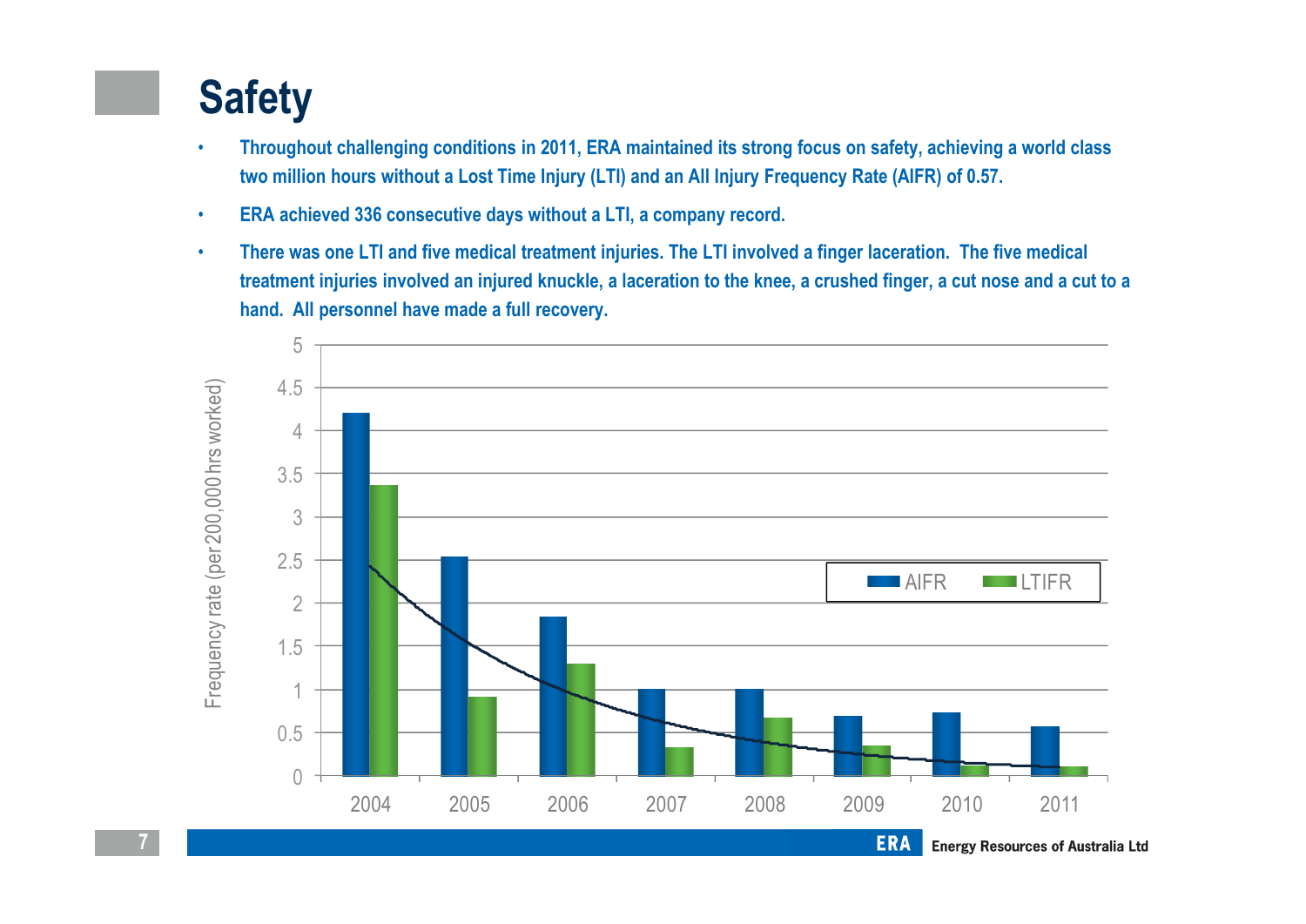# Safety

- Throughout challenging conditions in 2011, ERA maintained its strong focus on safety, achieving a world class two million hours without a Lost Time Injury (LTI) and an All Injury Frequency Rate (AIFR) of 0.57.
- ERA achieved 336 consecutive days without a LTI, a company record.
- There was one LTI and five medical treatment injuries. The LTI involved a finger laceration. The five medical treatment injuries involved an injured knuckle, a laceration to the knee, a crushed finger, a cut nose and a cut to a hand. All personnel have made a full recovery.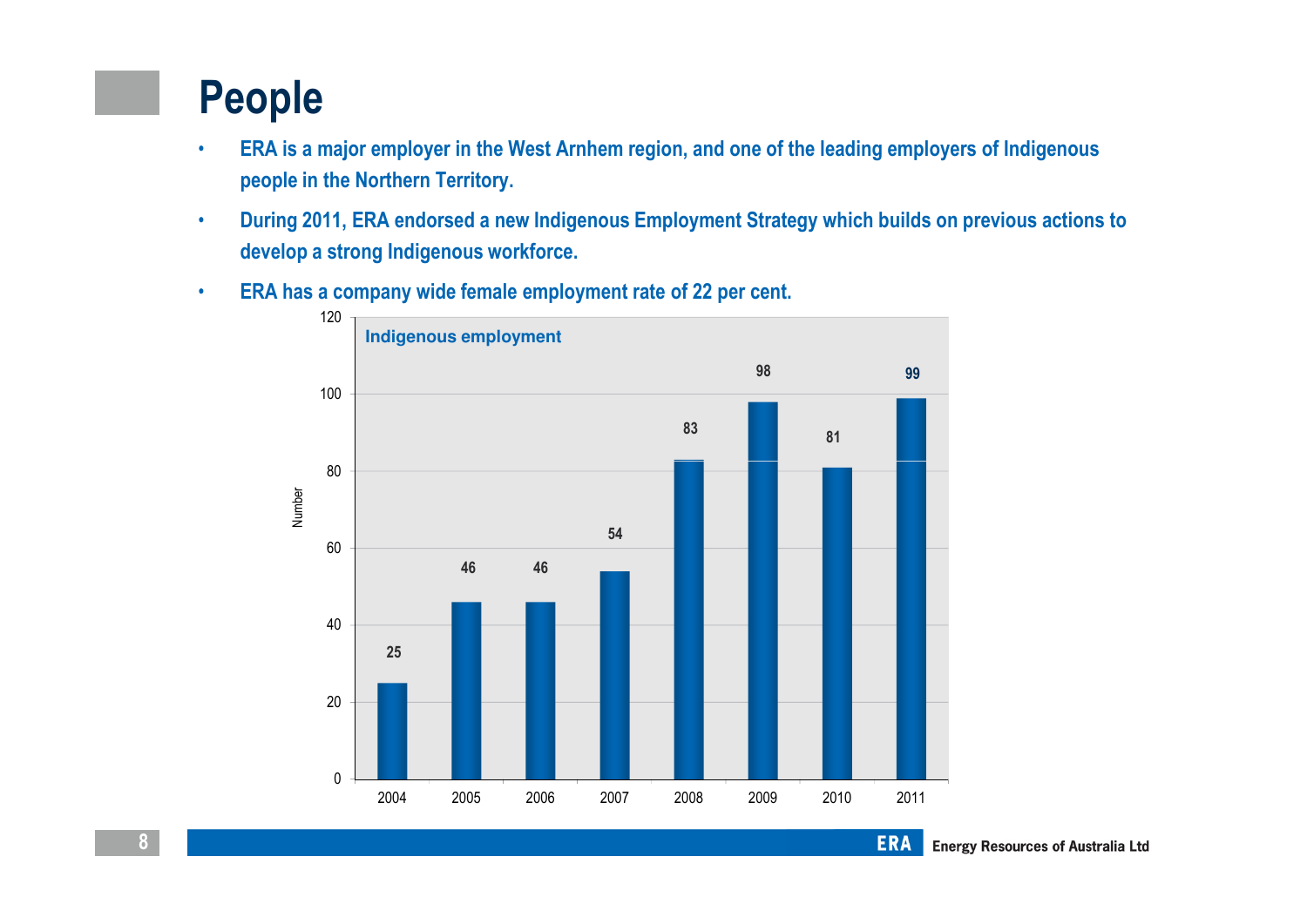# People

- ERA is a major employer in the West Arnhem region, and one of the leading employers of Indigenous people in the Northern Territory.
- During 2011, ERA endorsed a new Indigenous Employment Strategy which builds on previous actions to develop a strong Indigenous workforce.
- ERA has a company wide female employment rate of 22 per cent.

**Indigenous employment**

| Year | Number |
|---|---|
| 2004 | 25 |
| 2005 | 46 |
| 2006 | 46 |
| 2007 | 54 |
| 2008 | 83 |
| 2009 | 98 |
| 2010 | 81 |
| 2011 | 99 |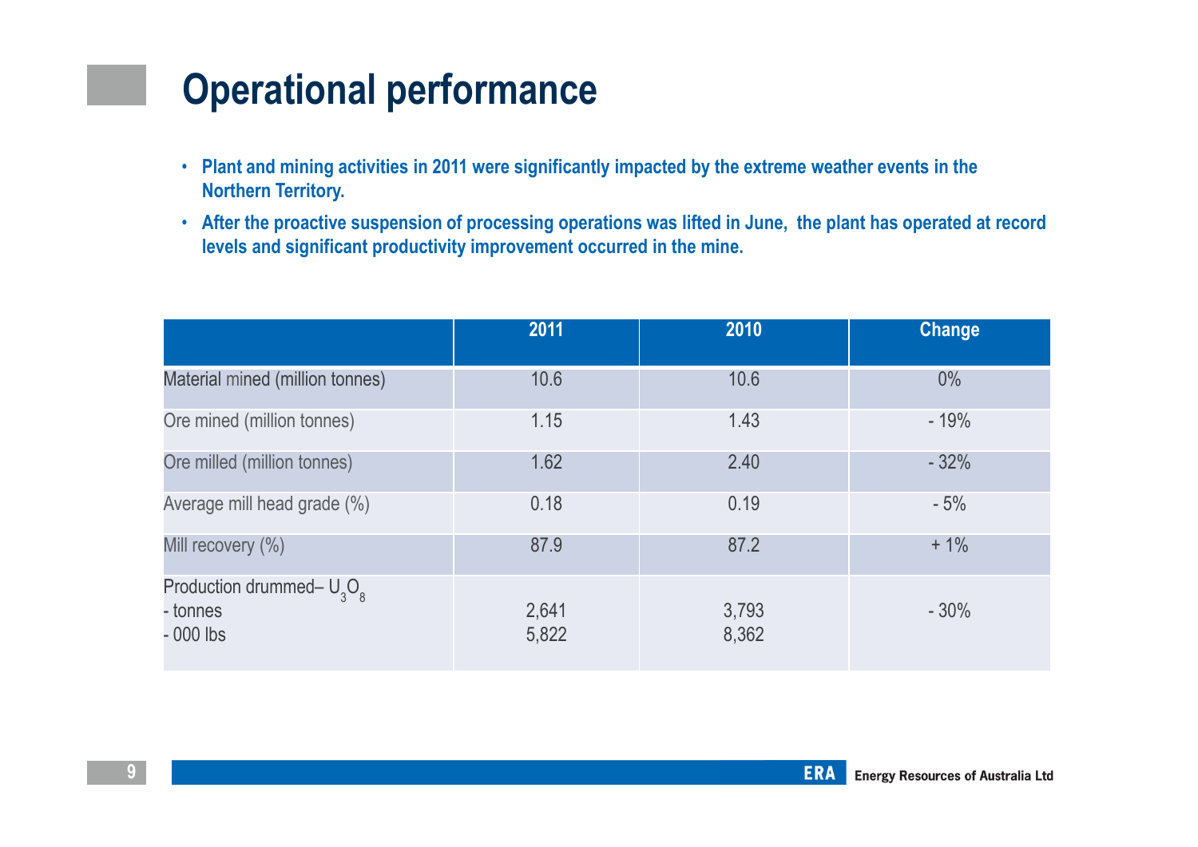# Operational performance

- **Plant and mining activities in 2011 were significantly impacted by the extreme weather events in the Northern Territory.**
- **After the proactive suspension of processing operations was lifted in June, the plant has operated at record levels and significant productivity improvement occurred in the mine.**

| | 2011 | 2010 | Change |
|---|---|---|---|
| Material mined (million tonnes) | 10.6 | 10.6 | 0% |
| Ore mined (million tonnes) | 1.15 | 1.43 | - 19% |
| Ore milled (million tonnes) | 1.62 | 2.40 | - 32% |
| Average mill head grade (%) | 0.18 | 0.19 | - 5% |
| Mill recovery (%) | 87.9 | 87.2 | + 1% |
| Production drummed– $U_3O_8$<br>- tonnes<br>- 000 lbs | <br>2,641<br>5,822 | <br>3,793<br>8,362 | <br>- 30% |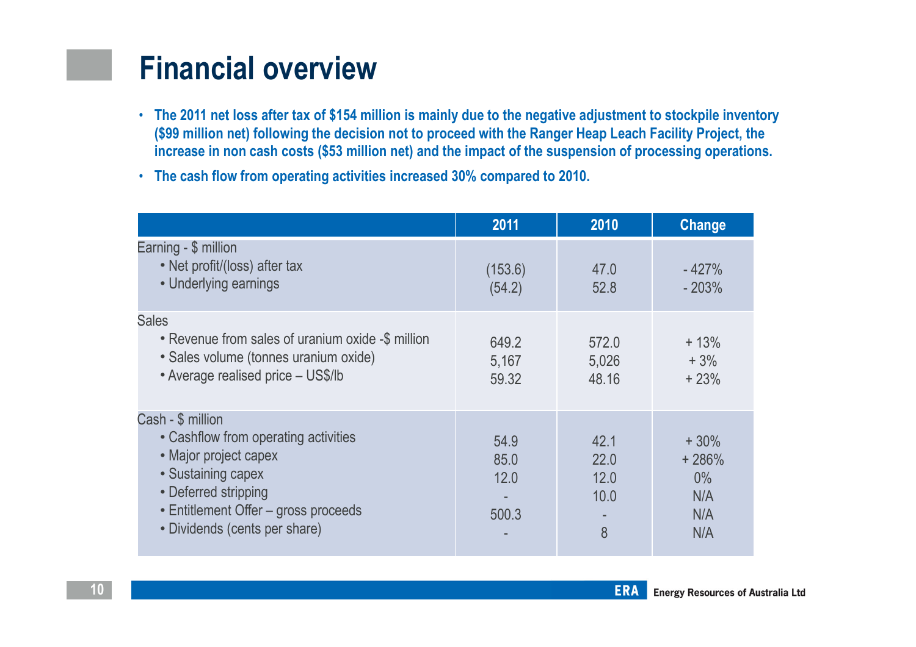# Financial overview

- **The 2011 net loss after tax of $154 million is mainly due to the negative adjustment to stockpile inventory ($99 million net) following the decision not to proceed with the Ranger Heap Leach Facility Project, the increase in non cash costs ($53 million net) and the impact of the suspension of processing operations.**
- **The cash flow from operating activities increased 30% compared to 2010.**

| | 2011 | 2010 | Change |
|---|---|---|---|
| Earning - $ million | | | |
| • Net profit/(loss) after tax | (153.6) | 47.0 | - 427% |
| • Underlying earnings | (54.2) | 52.8 | - 203% |
| Sales | | | |
| • Revenue from sales of uranium oxide -$ million | 649.2 | 572.0 | + 13% |
| • Sales volume (tonnes uranium oxide) | 5,167 | 5,026 | + 3% |
| • Average realised price – US$/lb | 59.32 | 48.16 | + 23% |
| Cash - $ million | | | |
| • Cashflow from operating activities | 54.9 | 42.1 | + 30% |
| • Major project capex | 85.0 | 22.0 | + 286% |
| • Sustaining capex | 12.0 | 12.0 | 0% |
| • Deferred stripping | - | 10.0 | N/A |
| • Entitlement Offer – gross proceeds | 500.3 | - | N/A |
| • Dividends (cents per share) | - | 8 | N/A |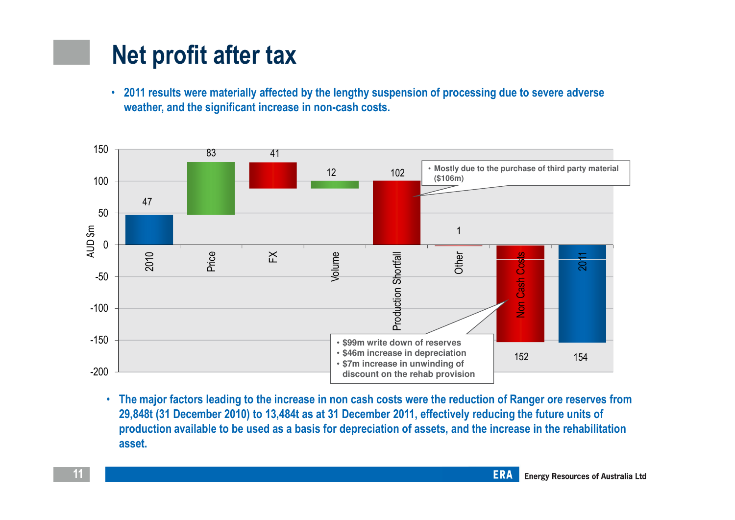# Net profit after tax

- 2011 results were materially affected by the lengthy suspension of processing due to severe adverse weather, and the significant increase in non-cash costs.

| Item | AUD $m |
|---|---|
| 2010 | 47 |
| Price | 83 |
| FX | 41 |
| Volume | 12 |
| Production Shortfall | 102 |
| Other | 1 |
| Non Cash Costs | 152 |
| 2011 | 154 |

- Mostly due to the purchase of third party material ($106m)

- $99m write down of reserves
- $46m increase in depreciation
- $7m increase in unwinding of discount on the rehab provision

- The major factors leading to the increase in non cash costs were the reduction of Ranger ore reserves from 29,848t (31 December 2010) to 13,484t as at 31 December 2011, effectively reducing the future units of production available to be used as a basis for depreciation of assets, and the increase in the rehabilitation asset.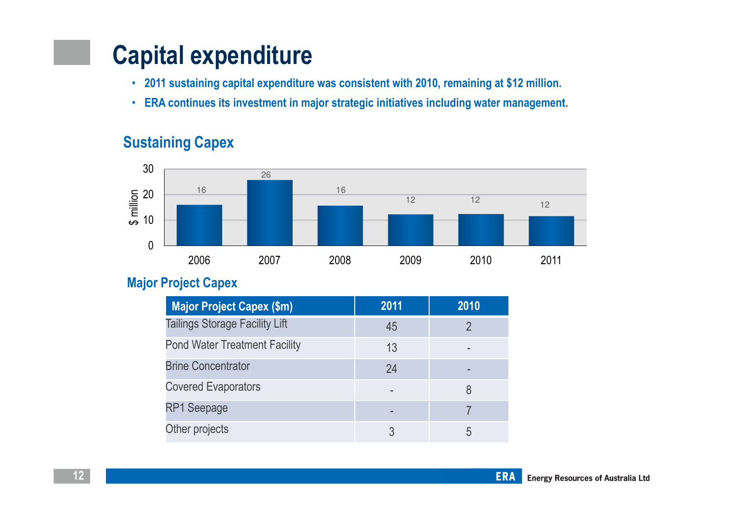# Capital expenditure

- 2011 sustaining capital expenditure was consistent with 2010, remaining at $12 million.
- ERA continues its investment in major strategic initiatives including water management.

## Sustaining Capex

| Year | $ million |
|---|---|
| 2006 | 16 |
| 2007 | 26 |
| 2008 | 16 |
| 2009 | 12 |
| 2010 | 12 |
| 2011 | 12 |

## Major Project Capex

| Major Project Capex ($m) | 2011 | 2010 |
|---|---|---|
| Tailings Storage Facility Lift | 45 | 2 |
| Pond Water Treatment Facility | 13 | - |
| Brine Concentrator | 24 | - |
| Covered Evaporators | - | 8 |
| RP1 Seepage | - | 7 |
| Other projects | 3 | 5 |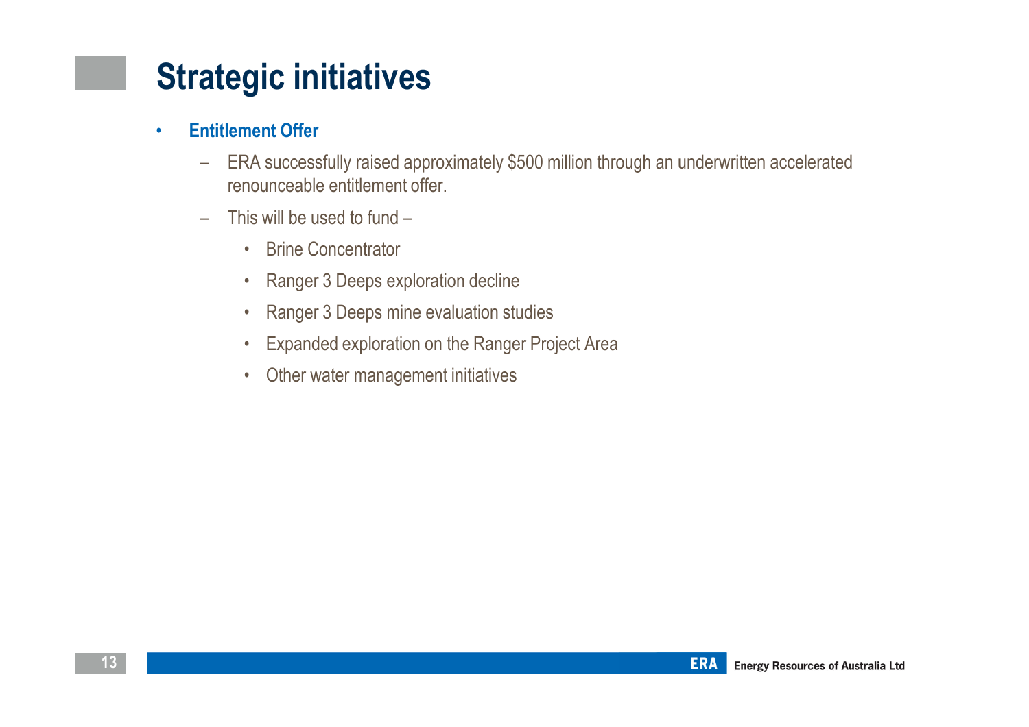# Strategic initiatives

- **Entitlement Offer**
  - ERA successfully raised approximately $500 million through an underwritten accelerated renounceable entitlement offer.
  - This will be used to fund –
    - Brine Concentrator
    - Ranger 3 Deeps exploration decline
    - Ranger 3 Deeps mine evaluation studies
    - Expanded exploration on the Ranger Project Area
    - Other water management initiatives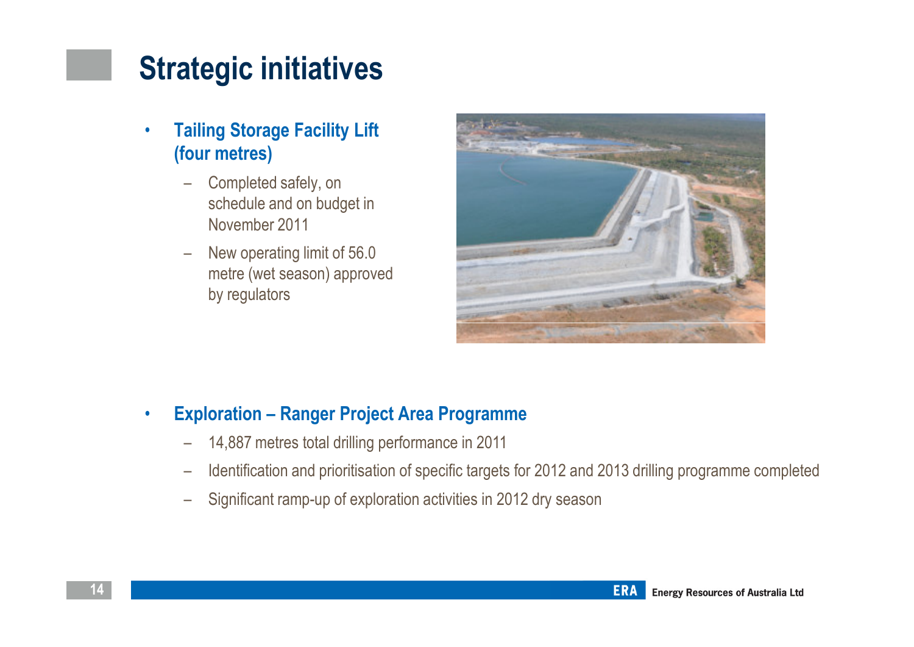# Strategic initiatives

- **Tailing Storage Facility Lift (four metres)**
  - Completed safely, on schedule and on budget in November 2011
  - New operating limit of 56.0 metre (wet season) approved by regulators

- **Exploration – Ranger Project Area Programme**
  - 14,887 metres total drilling performance in 2011
  - Identification and prioritisation of specific targets for 2012 and 2013 drilling programme completed
  - Significant ramp-up of exploration activities in 2012 dry season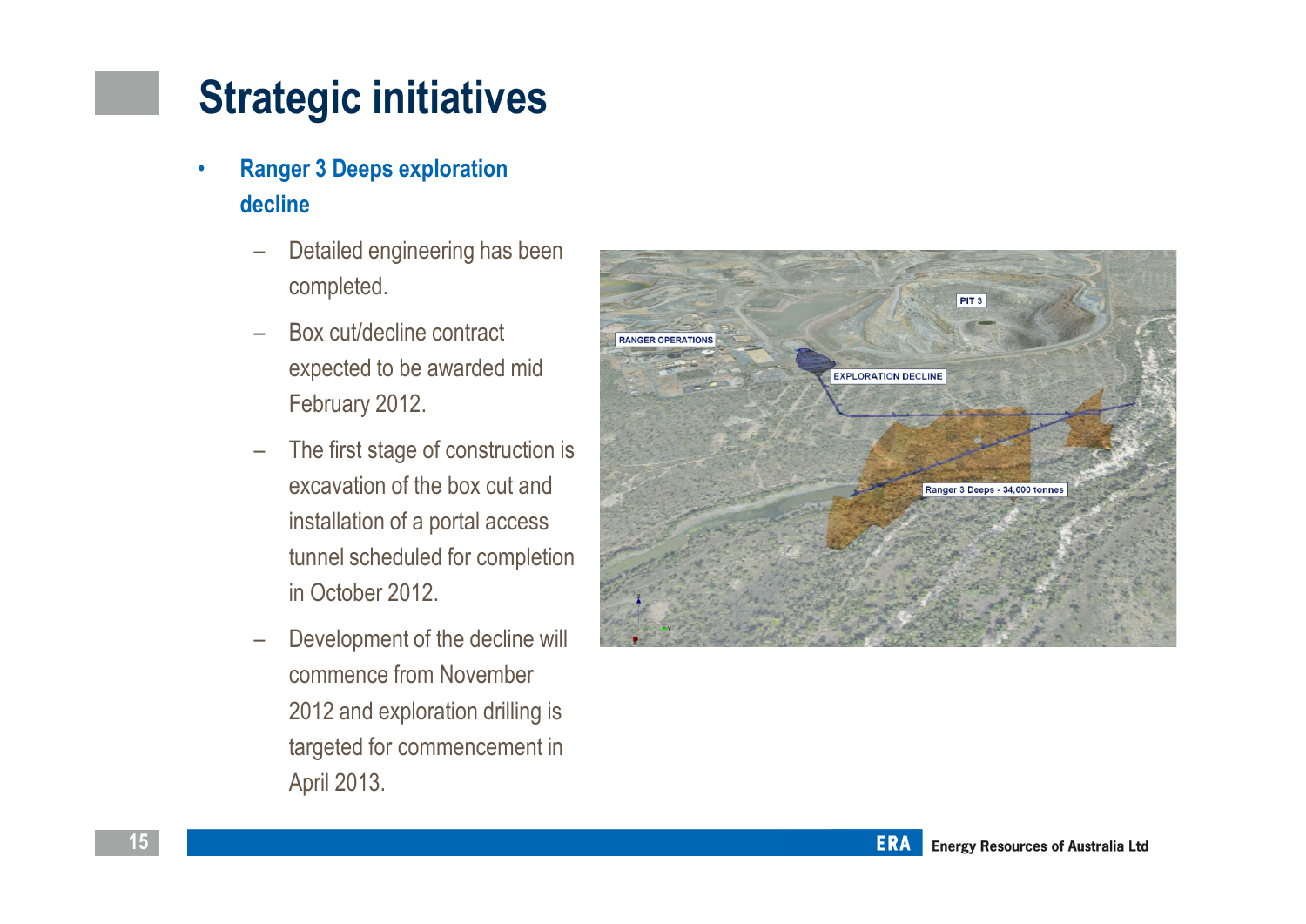# Strategic initiatives

- **Ranger 3 Deeps exploration decline**
  - Detailed engineering has been completed.
  - Box cut/decline contract expected to be awarded mid February 2012.
  - The first stage of construction is excavation of the box cut and installation of a portal access tunnel scheduled for completion in October 2012.
  - Development of the decline will commence from November 2012 and exploration drilling is targeted for commencement in April 2013.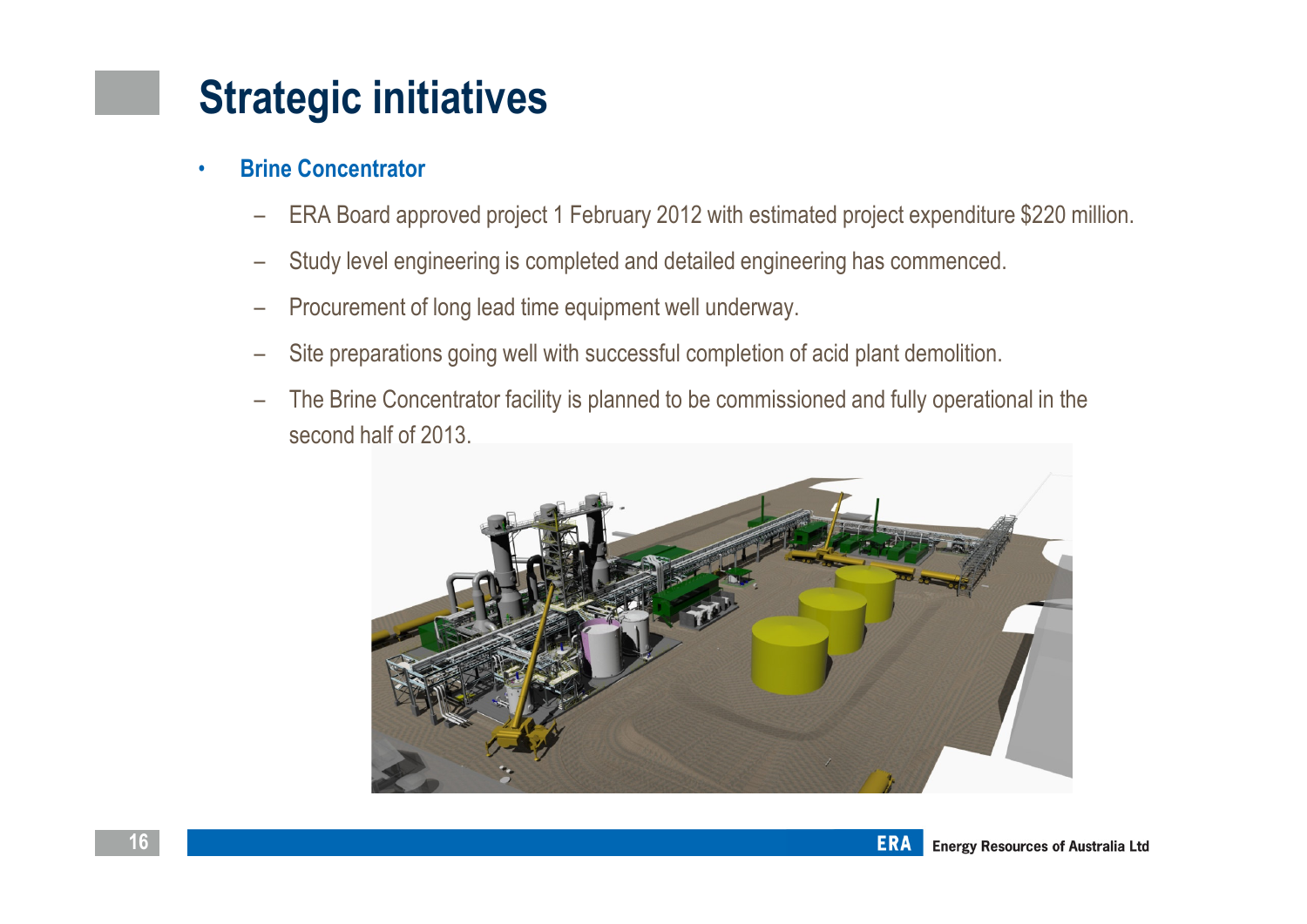# Strategic initiatives

- **Brine Concentrator**
  - ERA Board approved project 1 February 2012 with estimated project expenditure $220 million.
  - Study level engineering is completed and detailed engineering has commenced.
  - Procurement of long lead time equipment well underway.
  - Site preparations going well with successful completion of acid plant demolition.
  - The Brine Concentrator facility is planned to be commissioned and fully operational in the second half of 2013.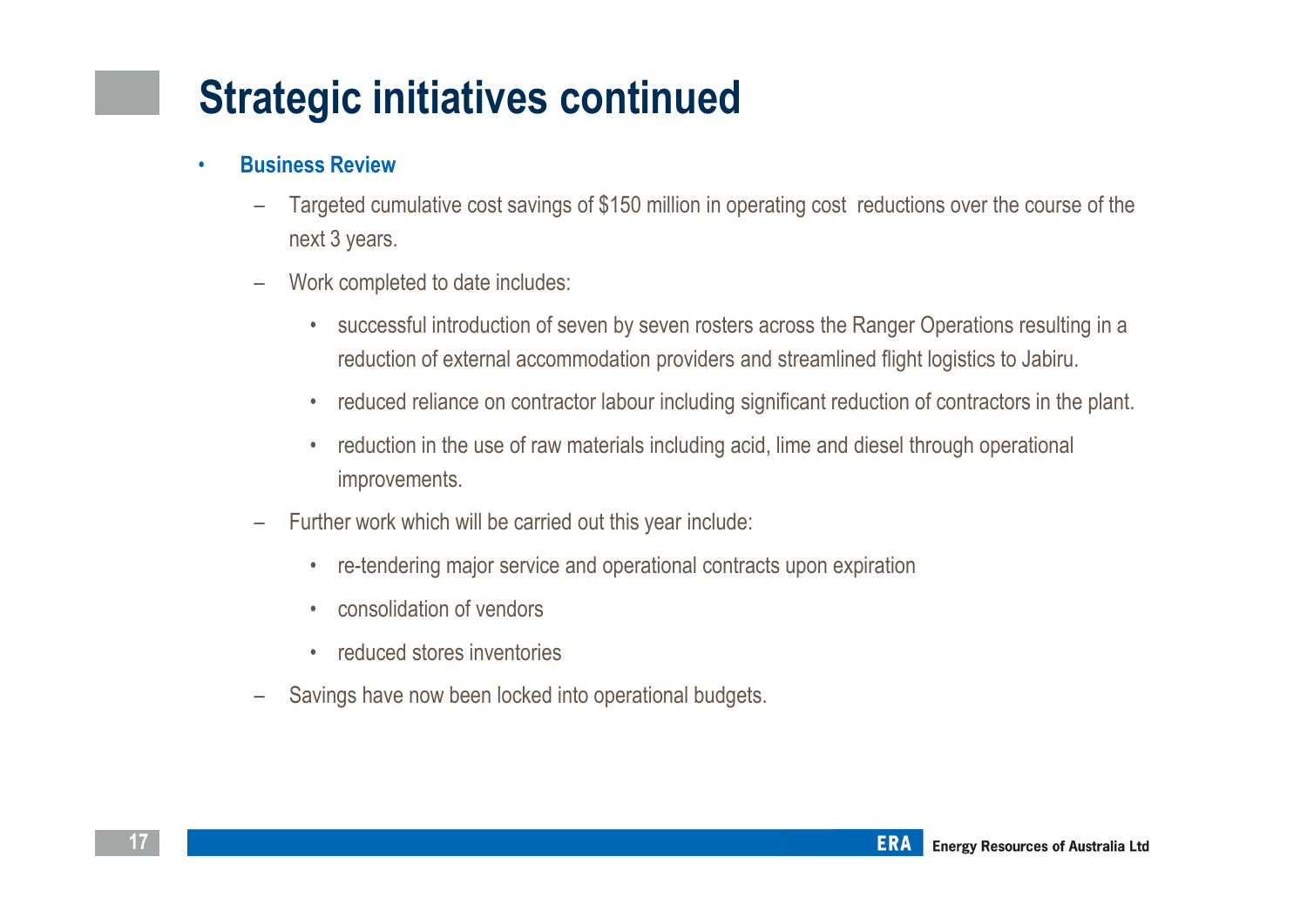# Strategic initiatives continued

- **Business Review**
  - Targeted cumulative cost savings of $150 million in operating cost  reductions over the course of the next 3 years.
  - Work completed to date includes:
    - successful introduction of seven by seven rosters across the Ranger Operations resulting in a reduction of external accommodation providers and streamlined flight logistics to Jabiru.
    - reduced reliance on contractor labour including significant reduction of contractors in the plant.
    - reduction in the use of raw materials including acid, lime and diesel through operational improvements.
  - Further work which will be carried out this year include:
    - re-tendering major service and operational contracts upon expiration
    - consolidation of vendors
    - reduced stores inventories
  - Savings have now been locked into operational budgets.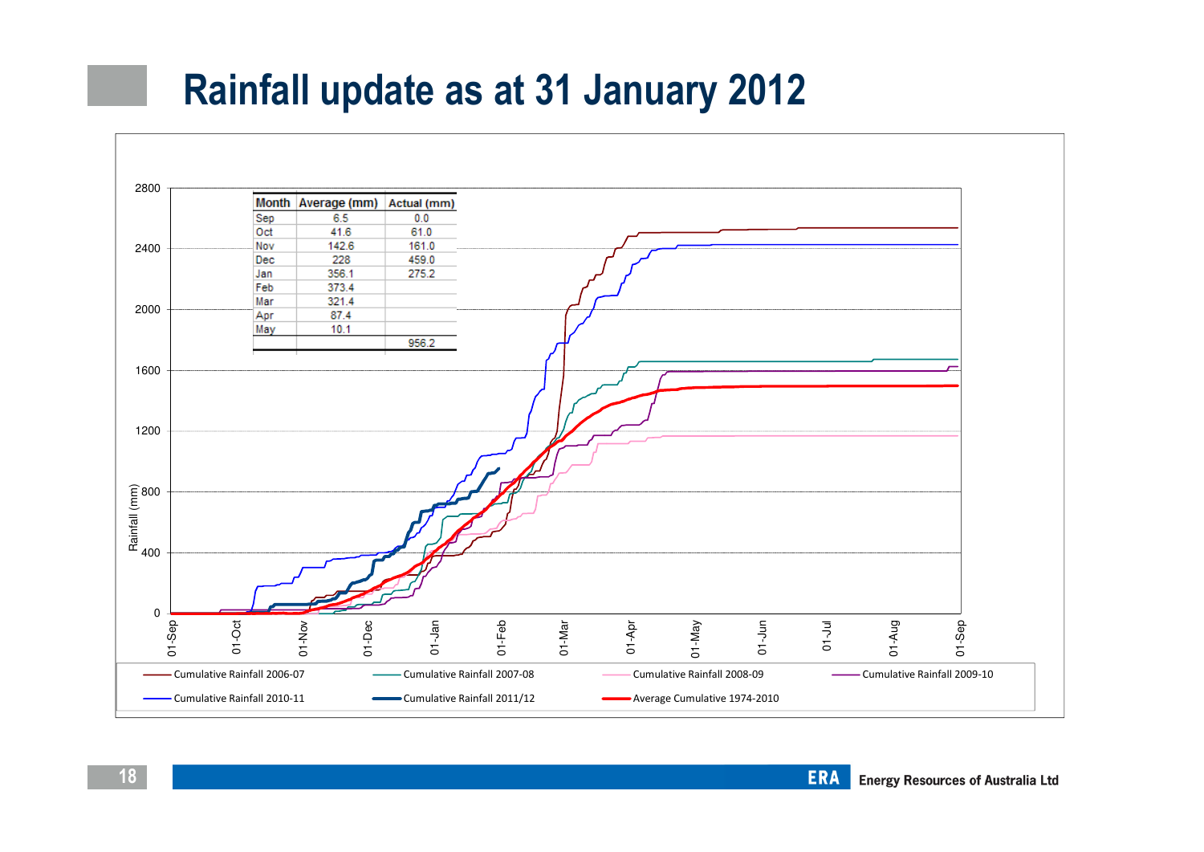# Rainfall update as at 31 January 2012

| Month | Average (mm) | Actual (mm) |
|---|---|---|
| Sep | 6.5 | 0.0 |
| Oct | 41.6 | 61.0 |
| Nov | 142.6 | 161.0 |
| Dec | 228 | 459.0 |
| Jan | 356.1 | 275.2 |
| Feb | 373.4 | |
| Mar | 321.4 | |
| Apr | 87.4 | |
| May | 10.1 | |
| | | 956.2 |

Rainfall (mm): 0, 400, 800, 1200, 1600, 2000, 2400, 2800

01-Sep, 01-Oct, 01-Nov, 01-Dec, 01-Jan, 01-Feb, 01-Mar, 01-Apr, 01-May, 01-Jun, 01-Jul, 01-Aug, 01-Sep

- Cumulative Rainfall 2006-07
- Cumulative Rainfall 2007-08
- Cumulative Rainfall 2008-09
- Cumulative Rainfall 2009-10
- Cumulative Rainfall 2010-11
- Cumulative Rainfall 2011/12
- Average Cumulative 1974-2010

ERA Energy Resources of Australia Ltd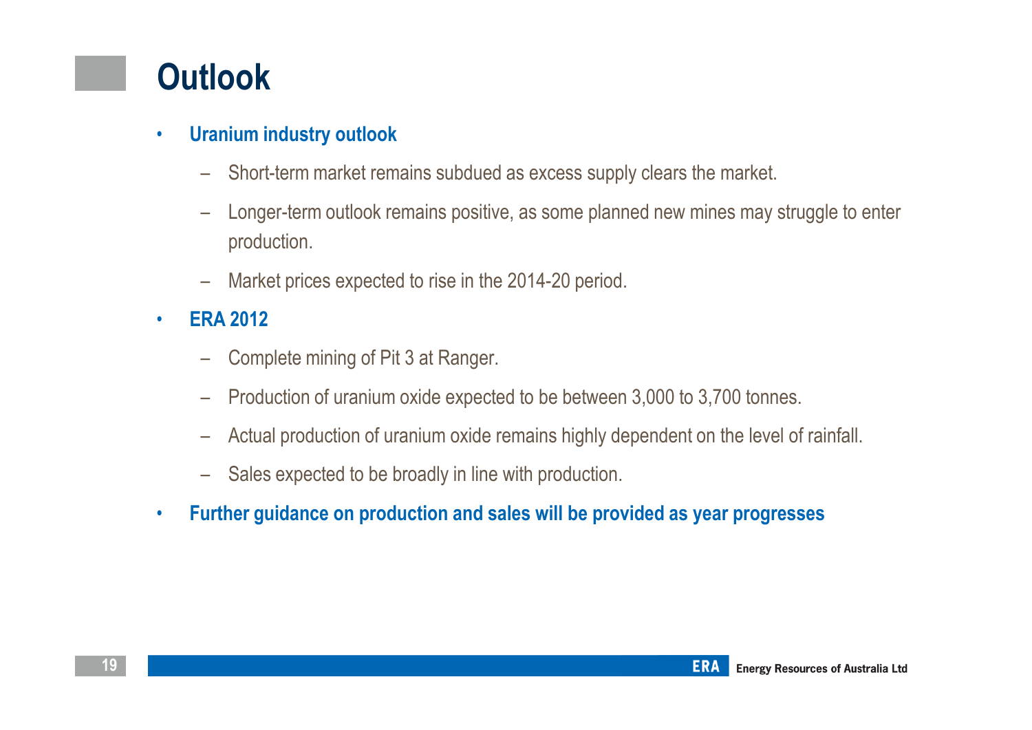# Outlook

- **Uranium industry outlook**
  - Short-term market remains subdued as excess supply clears the market.
  - Longer-term outlook remains positive, as some planned new mines may struggle to enter production.
  - Market prices expected to rise in the 2014-20 period.
- **ERA 2012**
  - Complete mining of Pit 3 at Ranger.
  - Production of uranium oxide expected to be between 3,000 to 3,700 tonnes.
  - Actual production of uranium oxide remains highly dependent on the level of rainfall.
  - Sales expected to be broadly in line with production.
- **Further guidance on production and sales will be provided as year progresses**